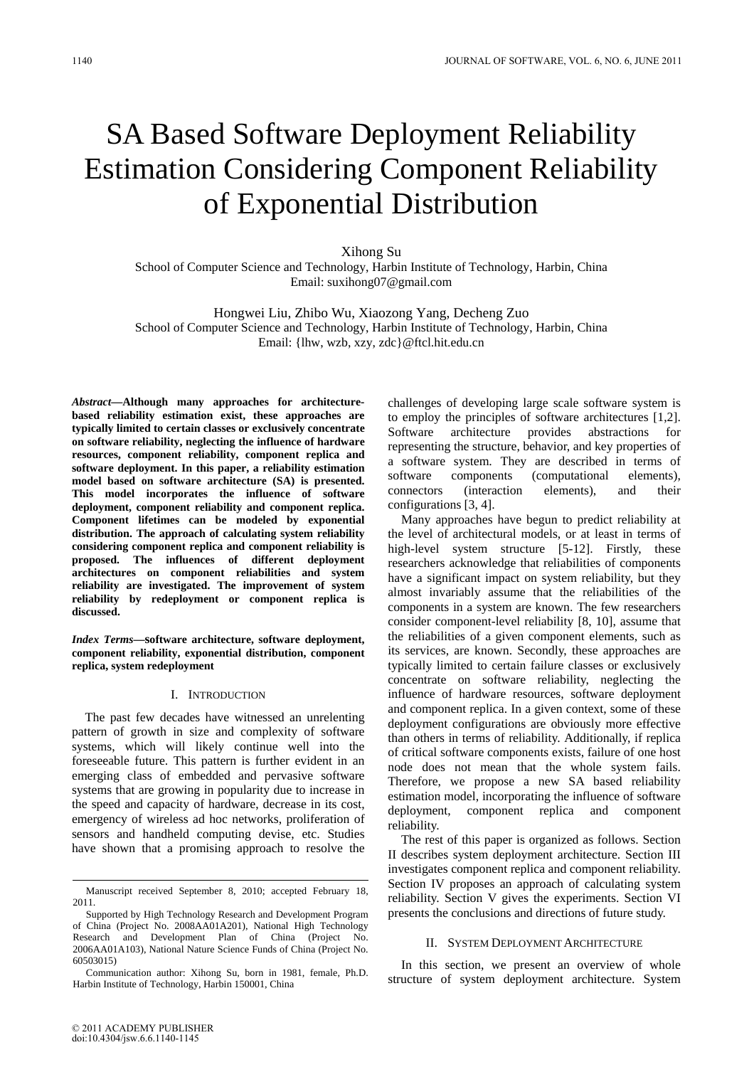# SA Based Software Deployment Reliability Estimation Considering Component Reliability of Exponential Distribution

Xihong Su
School of Computer Science and Technology, Harbin Institute of Technology, Harbin, China
Email: suxihong07@gmail.com

Hongwei Liu, Zhibo Wu, Xiaozong Yang, Decheng Zuo
School of Computer Science and Technology, Harbin Institute of Technology, Harbin, China
Email: {lhw, wzb, xzy, zdc}@ftcl.hit.edu.cn

***Abstract*—Although many approaches for architecture-based reliability estimation exist, these approaches are typically limited to certain classes or exclusively concentrate on software reliability, neglecting the influence of hardware resources, component reliability, component replica and software deployment. In this paper, a reliability estimation model based on software architecture (SA) is presented. This model incorporates the influence of software deployment, component reliability and component replica. Component lifetimes can be modeled by exponential distribution. The approach of calculating system reliability considering component replica and component reliability is proposed. The influences of different deployment architectures on component reliabilities and system reliability are investigated. The improvement of system reliability by redeployment or component replica is discussed.**

***Index Terms*—software architecture, software deployment, component reliability, exponential distribution, component replica, system redeployment**

## I. Introduction

The past few decades have witnessed an unrelenting pattern of growth in size and complexity of software systems, which will likely continue well into the foreseeable future. This pattern is further evident in an emerging class of embedded and pervasive software systems that are growing in popularity due to increase in the speed and capacity of hardware, decrease in its cost, emergency of wireless ad hoc networks, proliferation of sensors and handheld computing devise, etc. Studies have shown that a promising approach to resolve the challenges of developing large scale software system is to employ the principles of software architectures [1,2]. Software architecture provides abstractions for representing the structure, behavior, and key properties of a software system. They are described in terms of software components (computational elements), connectors (interaction elements), and their configurations [3, 4].

Many approaches have begun to predict reliability at the level of architectural models, or at least in terms of high-level system structure [5-12]. Firstly, these researchers acknowledge that reliabilities of components have a significant impact on system reliability, but they almost invariably assume that the reliabilities of the components in a system are known. The few researchers consider component-level reliability [8, 10], assume that the reliabilities of a given component elements, such as its services, are known. Secondly, these approaches are typically limited to certain failure classes or exclusively concentrate on software reliability, neglecting the influence of hardware resources, software deployment and component replica. In a given context, some of these deployment configurations are obviously more effective than others in terms of reliability. Additionally, if replica of critical software components exists, failure of one host node does not mean that the whole system fails. Therefore, we propose a new SA based reliability estimation model, incorporating the influence of software deployment, component replica and component reliability.

The rest of this paper is organized as follows. Section II describes system deployment architecture. Section III investigates component replica and component reliability. Section IV proposes an approach of calculating system reliability. Section V gives the experiments. Section VI presents the conclusions and directions of future study.

## II. System Deployment Architecture

In this section, we present an overview of whole structure of system deployment architecture. System

---

Manuscript received September 8, 2010; accepted February 18, 2011.

Supported by High Technology Research and Development Program of China (Project No. 2008AA01A201), National High Technology Research and Development Plan of China (Project No. 2006AA01A103), National Nature Science Funds of China (Project No. 60503015)

Communication author: Xihong Su, born in 1981, female, Ph.D. Harbin Institute of Technology, Harbin 150001, China

© 2011 ACADEMY PUBLISHER
doi:10.4304/jsw.6.6.1140-1145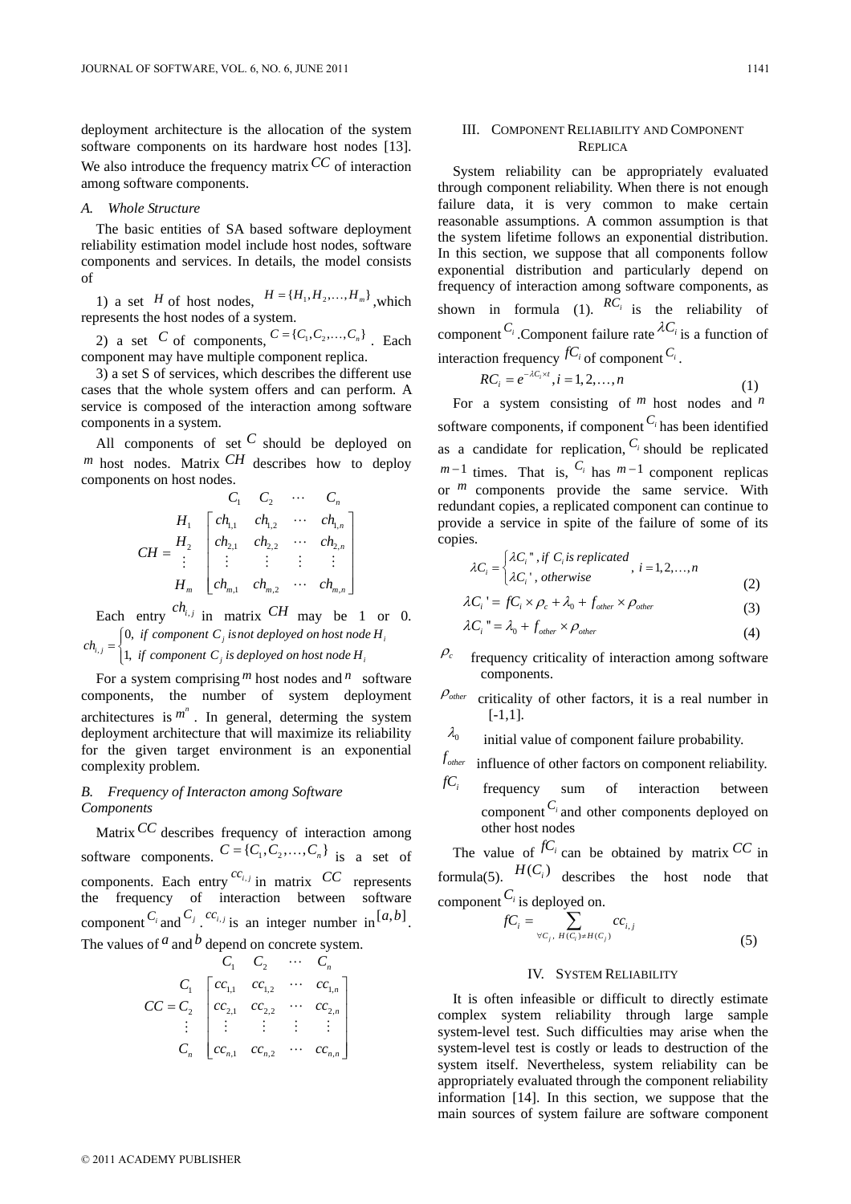deployment architecture is the allocation of the system software components on its hardware host nodes [13]. We also introduce the frequency matrix $CC$ of interaction among software components.

### *A. Whole Structure*

The basic entities of SA based software deployment reliability estimation model include host nodes, software components and services. In details, the model consists of

1) a set $H$ of host nodes, $H = \{H_1, H_2, \ldots, H_m\}$, which represents the host nodes of a system.

2) a set $C$ of components, $C = \{C_1, C_2, \ldots, C_n\}$. Each component may have multiple component replica.

3) a set S of services, which describes the different use cases that the whole system offers and can perform. A service is composed of the interaction among software components in a system.

All components of set $C$ should be deployed on $m$ host nodes. Matrix $CH$ describes how to deploy components on host nodes.

$$
CH = \begin{array}{c} \\ H_1 \\ H_2 \\ \vdots \\ H_m \end{array}
\begin{array}{c} \begin{array}{cccc} C_1 & C_2 & \cdots & C_n \end{array} \\
\begin{bmatrix} ch_{1,1} & ch_{1,2} & \cdots & ch_{1,n} \\ ch_{2,1} & ch_{2,2} & \cdots & ch_{2,n} \\ \vdots & \vdots & \vdots & \vdots \\ ch_{m,1} & ch_{m,2} & \cdots & ch_{m,n} \end{bmatrix} \end{array}
$$

Each entry $ch_{i,j}$ in matrix $CH$ may be 1 or 0.

$$
ch_{i,j} = \begin{cases} 0, & \text{if component } C_j \text{ is not deployed on host node } H_i \\ 1, & \text{if component } C_j \text{ is deployed on host node } H_i \end{cases}
$$

For a system comprising $m$ host nodes and $n$ software components, the number of system deployment architectures is $m^n$. In general, determing the system deployment architecture that will maximize its reliability for the given target environment is an exponential complexity problem.

### *B. Frequency of Interacton among Software Components*

Matrix $CC$ describes frequency of interaction among software components. $C = \{C_1, C_2, \ldots, C_n\}$ is a set of components. Each entry $cc_{i,j}$ in matrix $CC$ represents the frequency of interaction between software component $C_i$ and $C_j$. $cc_{i,j}$ is an integer number in $[a,b]$. The values of $a$ and $b$ depend on concrete system.

$$
CC = \begin{array}{c} \\ C_1 \\ C_2 \\ \vdots \\ C_n \end{array}
\begin{array}{c} \begin{array}{cccc} C_1 & C_2 & \cdots & C_n \end{array} \\
\begin{bmatrix} cc_{1,1} & cc_{1,2} & \cdots & cc_{1,n} \\ cc_{2,1} & cc_{2,2} & \cdots & cc_{2,n} \\ \vdots & \vdots & \vdots & \vdots \\ cc_{n,1} & cc_{n,2} & \cdots & cc_{n,n} \end{bmatrix} \end{array}
$$

## III. Component Reliability and Component Replica

System reliability can be appropriately evaluated through component reliability. When there is not enough failure data, it is very common to make certain reasonable assumptions. A common assumption is that the system lifetime follows an exponential distribution. In this section, we suppose that all components follow exponential distribution and particularly depend on frequency of interaction among software components, as shown in formula (1). $RC_i$ is the reliability of component $C_i$. Component failure rate $\lambda C_i$ is a function of interaction frequency $fC_i$ of component $C_i$.

$$
RC_i = e^{-\lambda C_i \times t}, i = 1, 2, \ldots, n \tag{1}
$$

For a system consisting of $m$ host nodes and $n$ software components, if component $C_i$ has been identified as a candidate for replication, $C_i$ should be replicated $m-1$ times. That is, $C_i$ has $m-1$ component replicas or $m$ components provide the same service. With redundant copies, a replicated component can continue to provide a service in spite of the failure of some of its copies.

$$
\lambda C_i = \begin{cases} \lambda C_i'' , & \text{if } C_i \text{ is replicated} \\ \lambda C_i' , & \text{otherwise} \end{cases}, \; i = 1, 2, \ldots, n \tag{2}
$$

$$
\lambda C_i' = fC_i \times \rho_c + \lambda_0 + f_{other} \times \rho_{other} \tag{3}
$$

$$
\lambda C_i'' = \lambda_0 + f_{other} \times \rho_{other} \tag{4}
$$

$\rho_c$ frequency criticality of interaction among software components.

$\rho_{other}$ criticality of other factors, it is a real number in [-1,1].

$\lambda_0$ initial value of component failure probability.

$f_{other}$ influence of other factors on component reliability.

$fC_i$ frequency sum of interaction between component $C_i$ and other components deployed on other host nodes

The value of $fC_i$ can be obtained by matrix $CC$ in formula(5). $H(C_i)$ describes the host node that component $C_i$ is deployed on.

$$
fC_i = \sum_{\forall C_j,\; H(C_i) \neq H(C_j)} cc_{i,j} \tag{5}
$$

## IV. System Reliability

It is often infeasible or difficult to directly estimate complex system reliability through large sample system-level test. Such difficulties may arise when the system-level test is costly or leads to destruction of the system itself. Nevertheless, system reliability can be appropriately evaluated through the component reliability information [14]. In this section, we suppose that the main sources of system failure are software component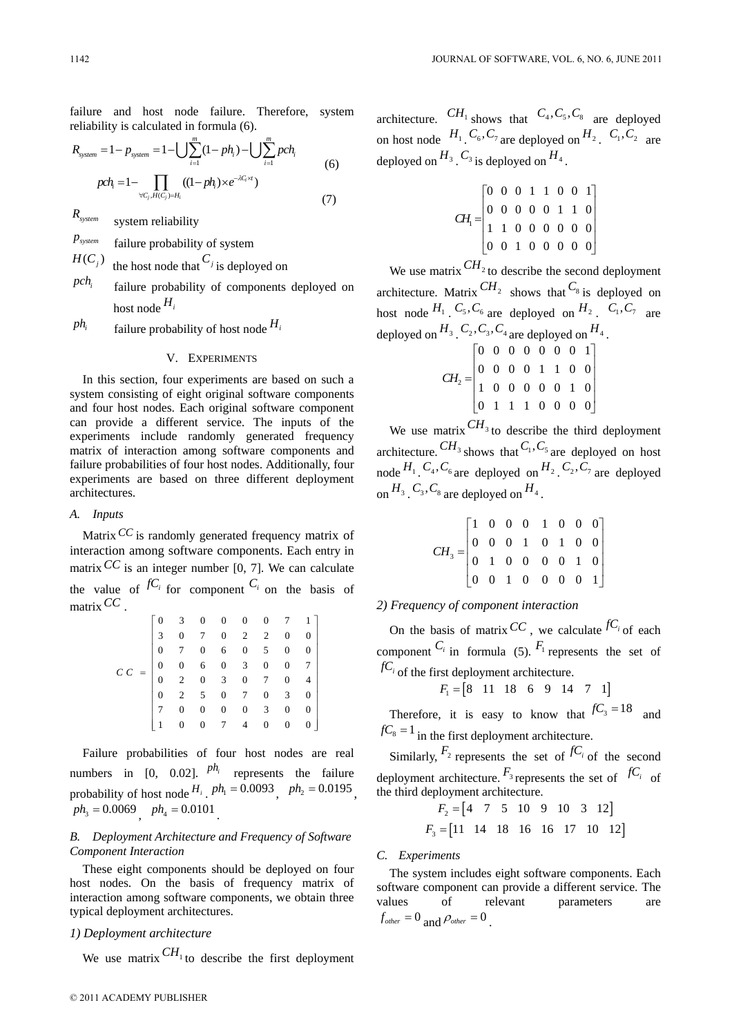failure and host node failure. Therefore, system reliability is calculated in formula (6).

$$R_{system} = 1 - p_{system} = 1 - \bigcup \sum_{i=1}^{m} (1 - ph_i) - \bigcup \sum_{i=1}^{m} pch_i \tag{6}$$

$$pch_i = 1 - \prod_{\forall C_j, H(C_j)=H_i} ((1 - ph_i) \times e^{-\lambda C_i \times t}) \tag{7}$$

$R_{system}$ system reliability

$p_{system}$ failure probability of system

$H(C_j)$ the host node that $C_j$ is deployed on

$pch_i$ failure probability of components deployed on host node $H_i$

$ph_i$ failure probability of host node $H_i$

## V. EXPERIMENTS

In this section, four experiments are based on such a system consisting of eight original software components and four host nodes. Each original software component can provide a different service. The inputs of the experiments include randomly generated frequency matrix of interaction among software components and failure probabilities of four host nodes. Additionally, four experiments are based on three different deployment architectures.

### A. Inputs

Matrix $CC$ is randomly generated frequency matrix of interaction among software components. Each entry in matrix $CC$ is an integer number [0, 7]. We can calculate the value of $fC_i$ for component $C_i$ on the basis of matrix $CC$.

$$CC = \begin{bmatrix} 0 & 3 & 0 & 0 & 0 & 0 & 7 & 1 \\ 3 & 0 & 7 & 0 & 2 & 2 & 0 & 0 \\ 0 & 7 & 0 & 6 & 0 & 5 & 0 & 0 \\ 0 & 0 & 6 & 0 & 3 & 0 & 0 & 7 \\ 0 & 2 & 0 & 3 & 0 & 7 & 0 & 4 \\ 0 & 2 & 5 & 0 & 7 & 0 & 3 & 0 \\ 7 & 0 & 0 & 0 & 0 & 3 & 0 & 0 \\ 1 & 0 & 0 & 7 & 4 & 0 & 0 & 0 \end{bmatrix}$$

Failure probabilities of four host nodes are real numbers in [0, 0.02]. $ph_i$ represents the failure probability of host node $H_i$. $ph_1 = 0.0093$, $ph_2 = 0.0195$, $ph_3 = 0.0069$, $ph_4 = 0.0101$.

### B. Deployment Architecture and Frequency of Software Component Interaction

These eight components should be deployed on four host nodes. On the basis of frequency matrix of interaction among software components, we obtain three typical deployment architectures.

#### 1) Deployment architecture

We use matrix $CH_1$ to describe the first deployment architecture. $CH_1$ shows that $C_4, C_5, C_8$ are deployed on host node $H_1$. $C_6, C_7$ are deployed on $H_2$. $C_1, C_2$ are deployed on $H_3$. $C_3$ is deployed on $H_4$.

$$CH_1 = \begin{bmatrix} 0 & 0 & 0 & 1 & 1 & 0 & 0 & 1 \\ 0 & 0 & 0 & 0 & 0 & 1 & 1 & 0 \\ 1 & 1 & 0 & 0 & 0 & 0 & 0 & 0 \\ 0 & 0 & 1 & 0 & 0 & 0 & 0 & 0 \end{bmatrix}$$

We use matrix $CH_2$ to describe the second deployment architecture. Matrix $CH_2$ shows that $C_8$ is deployed on host node $H_1$. $C_5, C_6$ are deployed on $H_2$. $C_1, C_7$ are deployed on $H_3$. $C_2, C_3, C_4$ are deployed on $H_4$.

$$CH_2 = \begin{bmatrix} 0 & 0 & 0 & 0 & 0 & 0 & 0 & 1 \\ 0 & 0 & 0 & 0 & 1 & 1 & 0 & 0 \\ 1 & 0 & 0 & 0 & 0 & 0 & 1 & 0 \\ 0 & 1 & 1 & 1 & 0 & 0 & 0 & 0 \end{bmatrix}$$

We use matrix $CH_3$ to describe the third deployment architecture. $CH_3$ shows that $C_1, C_5$ are deployed on host node $H_1$. $C_4, C_6$ are deployed on $H_2$. $C_2, C_7$ are deployed on $H_3$. $C_3, C_8$ are deployed on $H_4$.

$$CH_3 = \begin{bmatrix} 1 & 0 & 0 & 0 & 1 & 0 & 0 & 0 \\ 0 & 0 & 0 & 1 & 0 & 1 & 0 & 0 \\ 0 & 1 & 0 & 0 & 0 & 0 & 1 & 0 \\ 0 & 0 & 1 & 0 & 0 & 0 & 0 & 1 \end{bmatrix}$$

#### 2) Frequency of component interaction

On the basis of matrix $CC$, we calculate $fC_i$ of each component $C_i$ in formula (5). $F_1$ represents the set of $fC_i$ of the first deployment architecture.

$$F_1 = [8 \quad 11 \quad 18 \quad 6 \quad 9 \quad 14 \quad 7 \quad 1]$$

Therefore, it is easy to know that $fC_3 = 18$ and $fC_8 = 1$ in the first deployment architecture.

Similarly, $F_2$ represents the set of $fC_i$ of the second deployment architecture. $F_3$ represents the set of $fC_i$ of the third deployment architecture.

$$F_2 = [4 \quad 7 \quad 5 \quad 10 \quad 9 \quad 10 \quad 3 \quad 12]$$

$$F_3 = [11 \quad 14 \quad 18 \quad 16 \quad 16 \quad 17 \quad 10 \quad 12]$$

### C. Experiments

The system includes eight software components. Each software component can provide a different service. The values of relevant parameters are $f_{other} = 0$ and $\rho_{other} = 0$.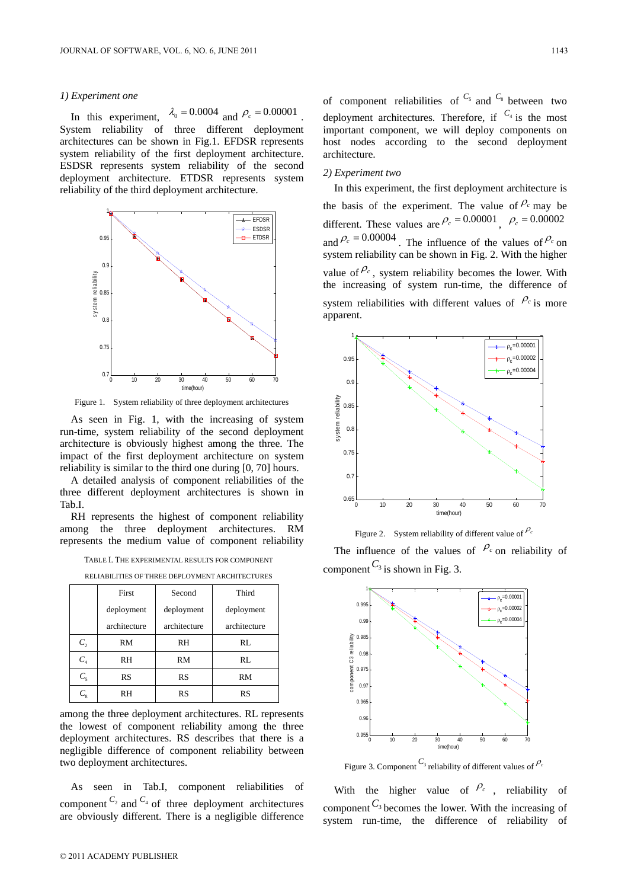*1) Experiment one*

In this experiment, $\lambda_0 = 0.0004$ and $\rho_c = 0.00001$. System reliability of three different deployment architectures can be shown in Fig.1. EFDSR represents system reliability of the first deployment architecture. ESDSR represents system reliability of the second deployment architecture. ETDSR represents system reliability of the third deployment architecture.

Figure 1. System reliability of three different deployment architectures

As seen in Fig. 1, with the increasing of system run-time, system reliability of the second deployment architecture is obviously highest among the three. The impact of the first deployment architecture on system reliability is similar to the third one during [0, 70] hours.

A detailed analysis of component reliabilities of the three different deployment architectures is shown in Tab.I.

RH represents the highest of component reliability among the three deployment architectures. RM represents the medium value of component reliability among the three deployment architectures. RL represents the lowest of component reliability among the three deployment architectures. RS describes that there is a negligible difference of component reliability between two deployment architectures.

TABLE I. THE EXPERIMENTAL RESULTS FOR COMPONENT RELIABILITIES OF THREE DEPLOYMENT ARCHITECTURES

| | First deployment architecture | Second deployment architecture | Third deployment architecture |
|---|---|---|---|
| $C_2$ | RM | RH | RL |
| $C_4$ | RH | RM | RL |
| $C_5$ | RS | RS | RM |
| $C_8$ | RH | RS | RS |

As seen in Tab.I, component reliabilities of component $C_2$ and $C_4$ of three deployment architectures are obviously different. There is a negligible difference of component reliabilities of $C_5$ and $C_8$ between two deployment architectures. Therefore, if $C_4$ is the most important component, we will deploy components on host nodes according to the second deployment architecture.

*2) Experiment two*

In this experiment, the first deployment architecture is the basis of the experiment. The value of $\rho_c$ may be different. These values are $\rho_c = 0.00001$, $\rho_c = 0.00002$ and $\rho_c = 0.00004$. The influence of the values of $\rho_c$ on system reliability can be shown in Fig. 2. With the higher value of $\rho_c$, system reliability becomes the lower. With the increasing of system run-time, the difference of system reliabilities with different values of $\rho_c$ is more apparent.

Figure 2. System reliability of different value of $\rho_c$

The influence of the values of $\rho_c$ on reliability of component $C_3$ is shown in Fig. 3.

Figure 3. Component $C_3$ reliability of different values of $\rho_c$

With the higher value of $\rho_c$, reliability of component $C_3$ becomes the lower. With the increasing of system run-time, the difference of reliability of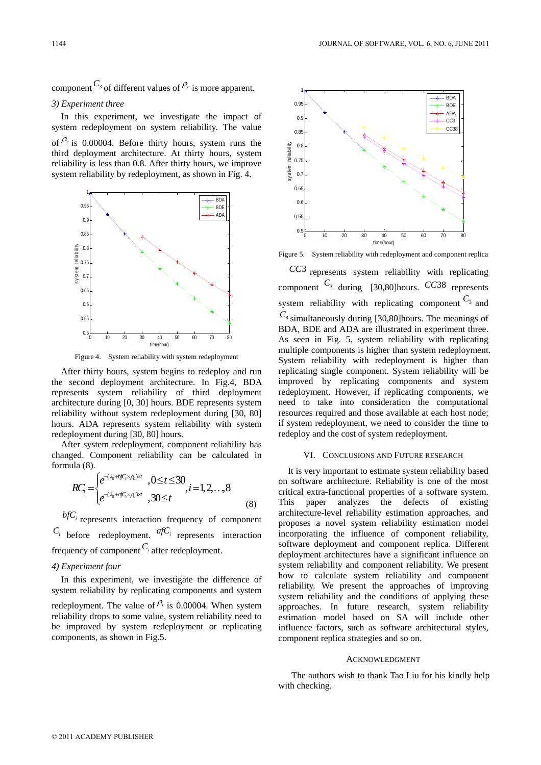component $C_3$ of different values of $\rho_c$ is more apparent.

*3) Experiment three*

In this experiment, we investigate the impact of system redeployment on system reliability. The value of $\rho_c$ is 0.00004. Before thirty hours, system runs the third deployment architecture. At thirty hours, system reliability is less than 0.8. After thirty hours, we improve system reliability by redeployment, as shown in Fig. 4.

Figure 4. System reliability with system redeployment

After thirty hours, system begins to redeploy and run the second deployment architecture. In Fig.4, BDA represents system reliability of third deployment architecture during [0, 30] hours. BDE represents system reliability without system redeployment during [30, 80] hours. ADA represents system reliability with system redeployment during [30, 80] hours.

After system redeployment, component reliability has changed. Component reliability can be calculated in formula (8).

$$RC_i = \begin{cases} e^{-(\lambda_0 + bfC_i \times \rho_c) \times t} & ,0 \le t \le 30 \\ e^{-(\lambda_0 + afC_i \times \rho_c) \times t} & ,30 \le t \end{cases} ,i = 1,2,..,8 \tag{8}$$

$bfC_i$ represents interaction frequency of component $C_i$ before redeployment. $afC_i$ represents interaction frequency of component $C_i$ after redeployment.

*4) Experiment four*

In this experiment, we investigate the difference of system reliability by replicating components and system redeployment. The value of $\rho_c$ is 0.00004. When system reliability drops to some value, system reliability need to be improved by system redeployment or replicating components, as shown in Fig.5.

Figure 5. System reliability with redeployment and component replica

$CC3$ represents system reliability with replicating component $C_3$ during [30,80]hours. $CC38$ represents system reliability with replicating component $C_3$ and $C_8$ simultaneously during [30,80]hours. The meanings of BDA, BDE and ADA are illustrated in experiment three. As seen in Fig. 5, system reliability with replicating multiple components is higher than system redeployment. System reliability with redeployment is higher than replicating single component. System reliability will be improved by replicating components and system redeployment. However, if replicating components, we need to take into consideration the computational resources required and those available at each host node; if system redeployment, we need to consider the time to redeploy and the cost of system redeployment.

## VI. Conclusions and Future Research

It is very important to estimate system reliability based on software architecture. Reliability is one of the most critical extra-functional properties of a software system. This paper analyzes the defects of existing architecture-level reliability estimation approaches, and proposes a novel system reliability estimation model incorporating the influence of component reliability, software deployment and component replica. Different deployment architectures have a significant influence on system reliability and component reliability. We present how to calculate system reliability and component reliability. We present the approaches of improving system reliability and the conditions of applying these approaches. In future research, system reliability estimation model based on SA will include other influence factors, such as software architectural styles, component replica strategies and so on.

## Acknowledgment

The authors wish to thank Tao Liu for his kindly help with checking.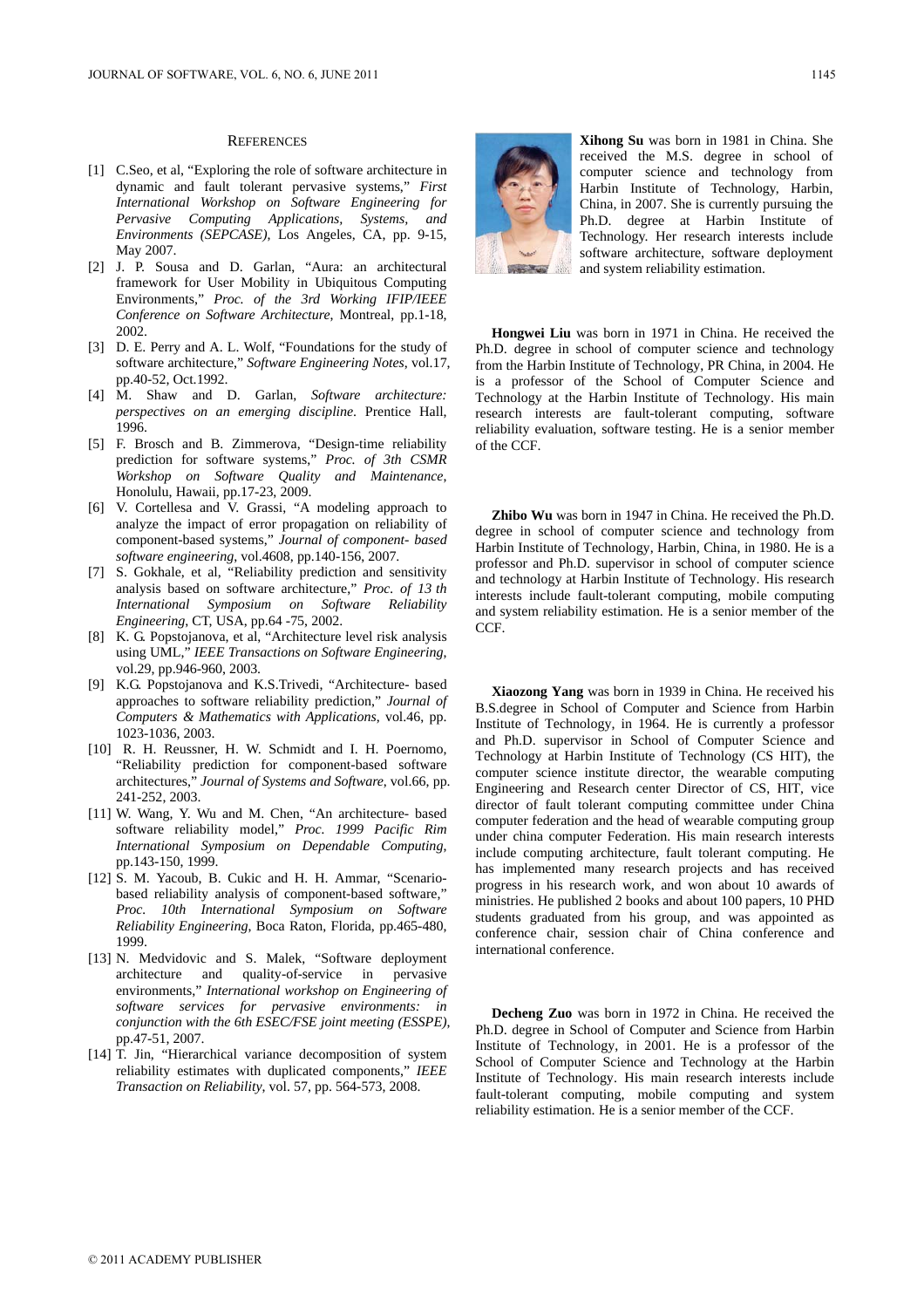## REFERENCES

[1] C.Seo, et al, "Exploring the role of software architecture in dynamic and fault tolerant pervasive systems," *First International Workshop on Software Engineering for Pervasive Computing Applications, Systems, and Environments (SEPCASE)*, Los Angeles, CA, pp. 9-15, May 2007.

[2] J. P. Sousa and D. Garlan, "Aura: an architectural framework for User Mobility in Ubiquitous Computing Environments," *Proc. of the 3rd Working IFIP/IEEE Conference on Software Architecture*, Montreal, pp.1-18, 2002.

[3] D. E. Perry and A. L. Wolf, "Foundations for the study of software architecture," *Software Engineering Notes*, vol.17, pp.40-52, Oct.1992.

[4] M. Shaw and D. Garlan, *Software architecture: perspectives on an emerging discipline.* Prentice Hall, 1996.

[5] F. Brosch and B. Zimmerova, "Design-time reliability prediction for software systems," *Proc. of 3th CSMR Workshop on Software Quality and Maintenance*, Honolulu, Hawaii, pp.17-23, 2009.

[6] V. Cortellesa and V. Grassi, "A modeling approach to analyze the impact of error propagation on reliability of component-based systems," *Journal of component- based software engineering*, vol.4608, pp.140-156, 2007.

[7] S. Gokhale, et al, "Reliability prediction and sensitivity analysis based on software architecture," *Proc. of 13 th International Symposium on Software Reliability Engineering*, CT, USA, pp.64 -75, 2002.

[8] K. G. Popstojanova, et al, "Architecture level risk analysis using UML," *IEEE Transactions on Software Engineering*, vol.29, pp.946-960, 2003.

[9] K.G. Popstojanova and K.S.Trivedi, "Architecture- based approaches to software reliability prediction," *Journal of Computers & Mathematics with Applications*, vol.46, pp. 1023-1036, 2003.

[10] R. H. Reussner, H. W. Schmidt and I. H. Poernomo, "Reliability prediction for component-based software architectures," *Journal of Systems and Software*, vol.66, pp. 241-252, 2003.

[11] W. Wang, Y. Wu and M. Chen, "An architecture- based software reliability model," *Proc. 1999 Pacific Rim International Symposium on Dependable Computing*, pp.143-150, 1999.

[12] S. M. Yacoub, B. Cukic and H. H. Ammar, "Scenario-based reliability analysis of component-based software," *Proc. 10th International Symposium on Software Reliability Engineering*, Boca Raton, Florida, pp.465-480, 1999.

[13] N. Medvidovic and S. Malek, "Software deployment architecture and quality-of-service in pervasive environments," *International workshop on Engineering of software services for pervasive environments: in conjunction with the 6th ESEC/FSE joint meeting (ESSPE)*, pp.47-51, 2007.

[14] T. Jin, "Hierarchical variance decomposition of system reliability estimates with duplicated components," *IEEE Transaction on Reliability*, vol. 57, pp. 564-573, 2008.

**Xihong Su** was born in 1981 in China. She received the M.S. degree in school of computer science and technology from Harbin Institute of Technology, Harbin, China, in 2007. She is currently pursuing the Ph.D. degree at Harbin Institute of Technology. Her research interests include software architecture, software deployment and system reliability estimation.

**Hongwei Liu** was born in 1971 in China. He received the Ph.D. degree in school of computer science and technology from the Harbin Institute of Technology, PR China, in 2004. He is a professor of the School of Computer Science and Technology at the Harbin Institute of Technology. His main research interests are fault-tolerant computing, software reliability evaluation, software testing. He is a senior member of the CCF.

**Zhibo Wu** was born in 1947 in China. He received the Ph.D. degree in school of computer science and technology from Harbin Institute of Technology, Harbin, China, in 1980. He is a professor and Ph.D. supervisor in school of computer science and technology at Harbin Institute of Technology. His research interests include fault-tolerant computing, mobile computing and system reliability estimation. He is a senior member of the CCF.

**Xiaozong Yang** was born in 1939 in China. He received his B.S.degree in School of Computer and Science from Harbin Institute of Technology, in 1964. He is currently a professor and Ph.D. supervisor in School of Computer Science and Technology at Harbin Institute of Technology (CS HIT), the computer science institute director, the wearable computing Engineering and Research center Director of CS, HIT, vice director of fault tolerant computing committee under China computer federation and the head of wearable computing group under china computer Federation. His main research interests include computing architecture, fault tolerant computing. He has implemented many research projects and has received progress in his research work, and won about 10 awards of ministries. He published 2 books and about 100 papers, 10 PHD students graduated from his group, and was appointed as conference chair, session chair of China conference and international conference.

**Decheng Zuo** was born in 1972 in China. He received the Ph.D. degree in School of Computer and Science from Harbin Institute of Technology, in 2001. He is a professor of the School of Computer Science and Technology at the Harbin Institute of Technology. His main research interests include fault-tolerant computing, mobile computing and system reliability estimation. He is a senior member of the CCF.